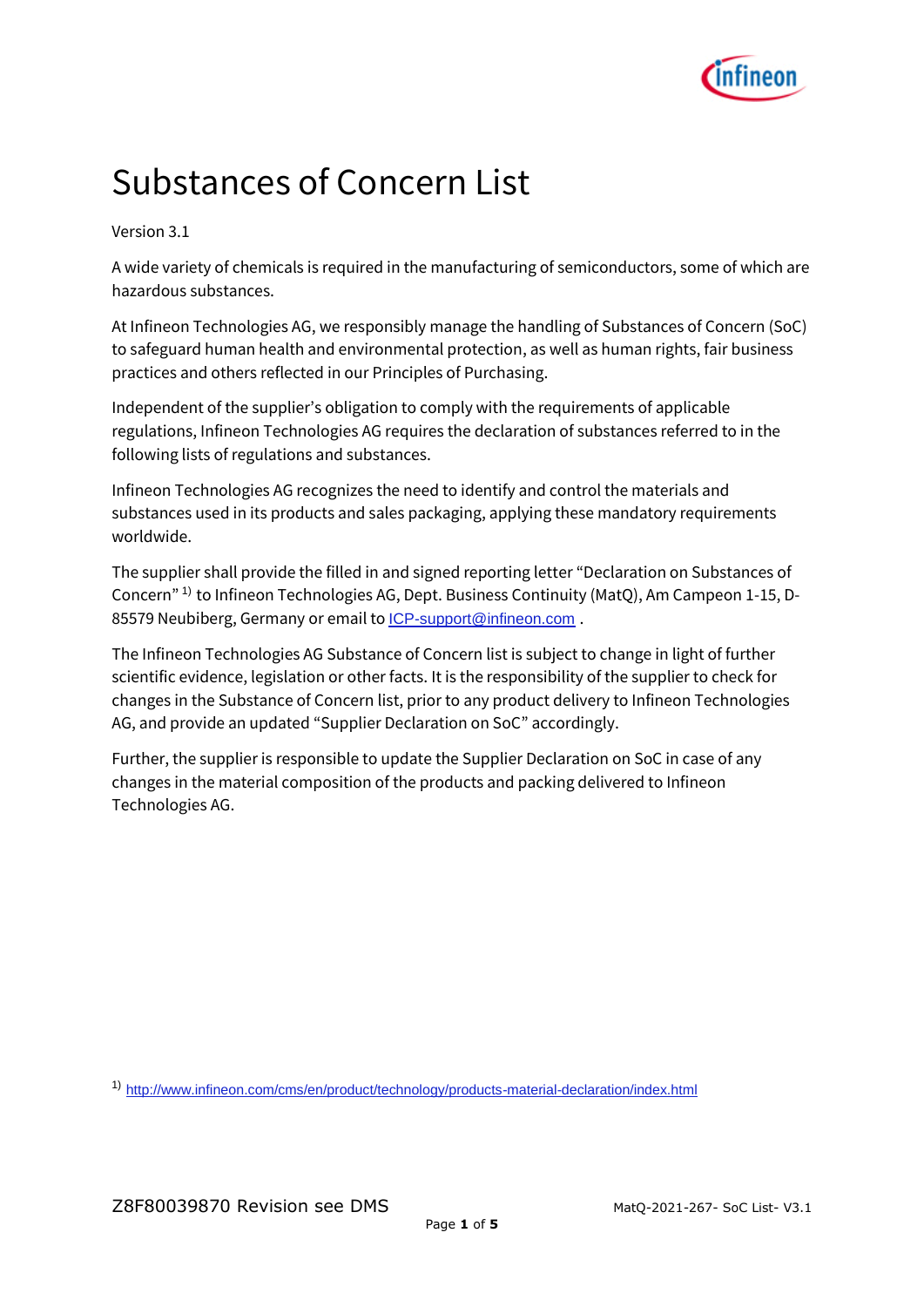# Substances of Concern List

Version 3.1

A wide variety of chemicals is required in the manufacturing of semiconductors, some of which are hazardous substances.

At Infineon Technologies AG, we responsibly manage the handling of Substances of Concern (SoC) to safeguard human health and environmental protection, as well as human rights, fair business practices and others reflected in our Principles of Purchasing.

Independent of the supplier's obligation to comply with the requirements of applicable regulations, Infineon Technologies AG requires the declaration of substances referred to in the following lists of regulations and substances.

Infineon Technologies AG recognizes the need to identify and control the materials and substances used in its products and sales packaging, applying these mandatory requirements worldwide.

The supplier shall provide the filled in and signed reporting letter "Declaration on Substances of Concern" [1)] to Infineon Technologies AG, Dept. Business Continuity (MatQ), Am Campeon 1-15, D-85579 Neubiberg, Germany or email to ICP-support@infineon.com .

The Infineon Technologies AG Substance of Concern list is subject to change in light of further scientific evidence, legislation or other facts. It is the responsibility of the supplier to check for changes in the Substance of Concern list, prior to any product delivery to Infineon Technologies AG, and provide an updated "Supplier Declaration on SoC" accordingly.

Further, the supplier is responsible to update the Supplier Declaration on SoC in case of any changes in the material composition of the products and packing delivered to Infineon Technologies AG.

[1)] http://www.infineon.com/cms/en/product/technology/products-material-declaration/index.html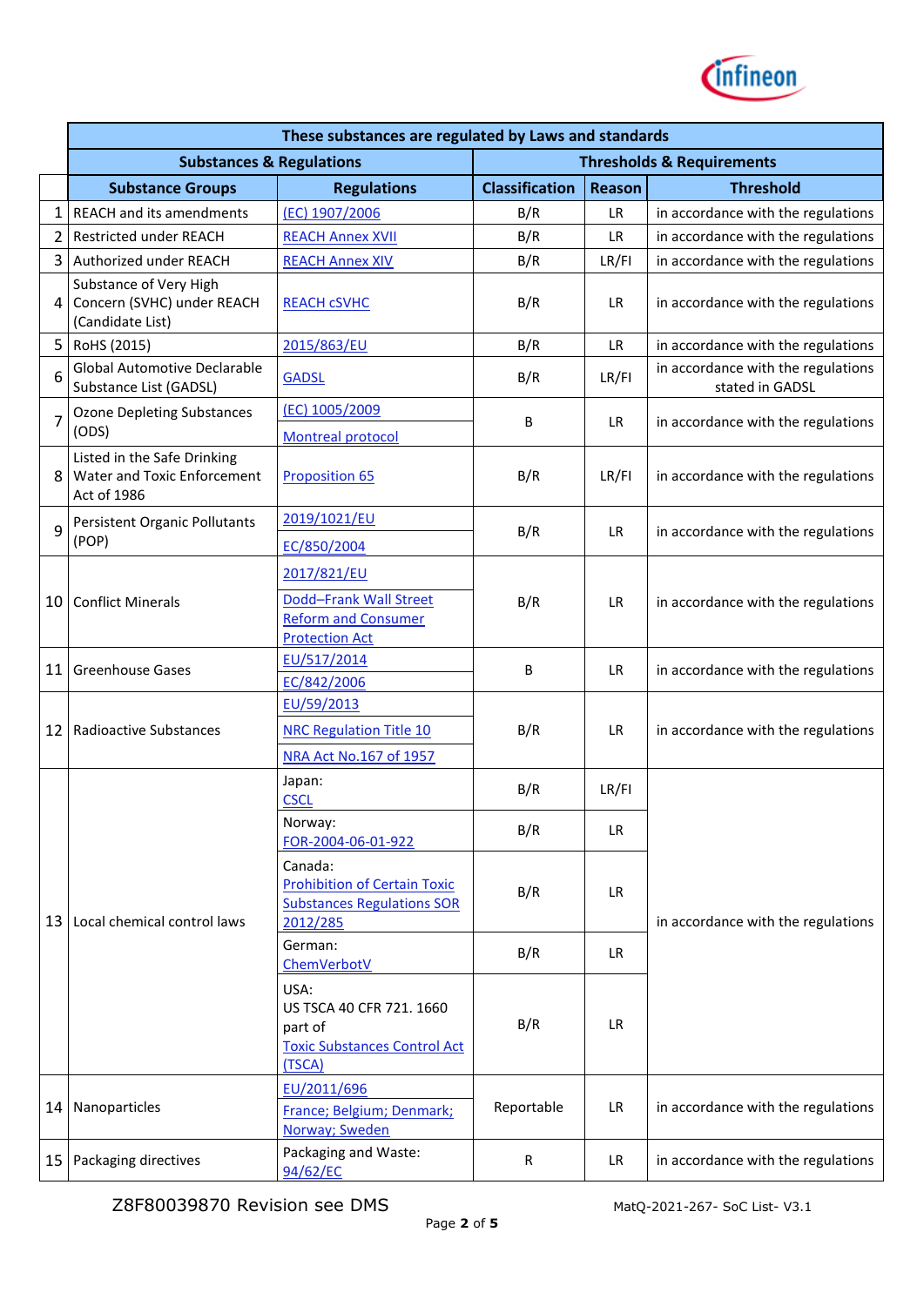| | These substances are regulated by Laws and standards | | | | |
|---|---|---|---|---|---|
| | Substances & Regulations | | Thresholds & Requirements | | |
| | Substance Groups | Regulations | Classification | Reason | Threshold |
| 1 | REACH and its amendments | (EC) 1907/2006 | B/R | LR | in accordance with the regulations |
| 2 | Restricted under REACH | REACH Annex XVII | B/R | LR | in accordance with the regulations |
| 3 | Authorized under REACH | REACH Annex XIV | B/R | LR/FI | in accordance with the regulations |
| 4 | Substance of Very High Concern (SVHC) under REACH (Candidate List) | REACH cSVHC | B/R | LR | in accordance with the regulations |
| 5 | RoHS (2015) | 2015/863/EU | B/R | LR | in accordance with the regulations |
| 6 | Global Automotive Declarable Substance List (GADSL) | GADSL | B/R | LR/FI | in accordance with the regulations stated in GADSL |
| 7 | Ozone Depleting Substances (ODS) | (EC) 1005/2009<br>Montreal protocol | B | LR | in accordance with the regulations |
| 8 | Listed in the Safe Drinking Water and Toxic Enforcement Act of 1986 | Proposition 65 | B/R | LR/FI | in accordance with the regulations |
| 9 | Persistent Organic Pollutants (POP) | 2019/1021/EU<br>EC/850/2004 | B/R | LR | in accordance with the regulations |
| 10 | Conflict Minerals | 2017/821/EU<br>Dodd–Frank Wall Street Reform and Consumer Protection Act | B/R | LR | in accordance with the regulations |
| 11 | Greenhouse Gases | EU/517/2014<br>EC/842/2006 | B | LR | in accordance with the regulations |
| 12 | Radioactive Substances | EU/59/2013<br>NRC Regulation Title 10<br>NRA Act No.167 of 1957 | B/R | LR | in accordance with the regulations |
| 13 | Local chemical control laws | Japan: CSCL | B/R | LR/FI | in accordance with the regulations |
| | | Norway: FOR-2004-06-01-922 | B/R | LR | |
| | | Canada: Prohibition of Certain Toxic Substances Regulations SOR 2012/285 | B/R | LR | |
| | | German: ChemVerbotV | B/R | LR | |
| | | USA: US TSCA 40 CFR 721. 1660 part of Toxic Substances Control Act (TSCA) | B/R | LR | |
| 14 | Nanoparticles | EU/2011/696<br>France; Belgium; Denmark; Norway; Sweden | Reportable | LR | in accordance with the regulations |
| 15 | Packaging directives | Packaging and Waste: 94/62/EC | R | LR | in accordance with the regulations |

Z8F80039870 Revision see DMS

MatQ-2021-267- SoC List- V3.1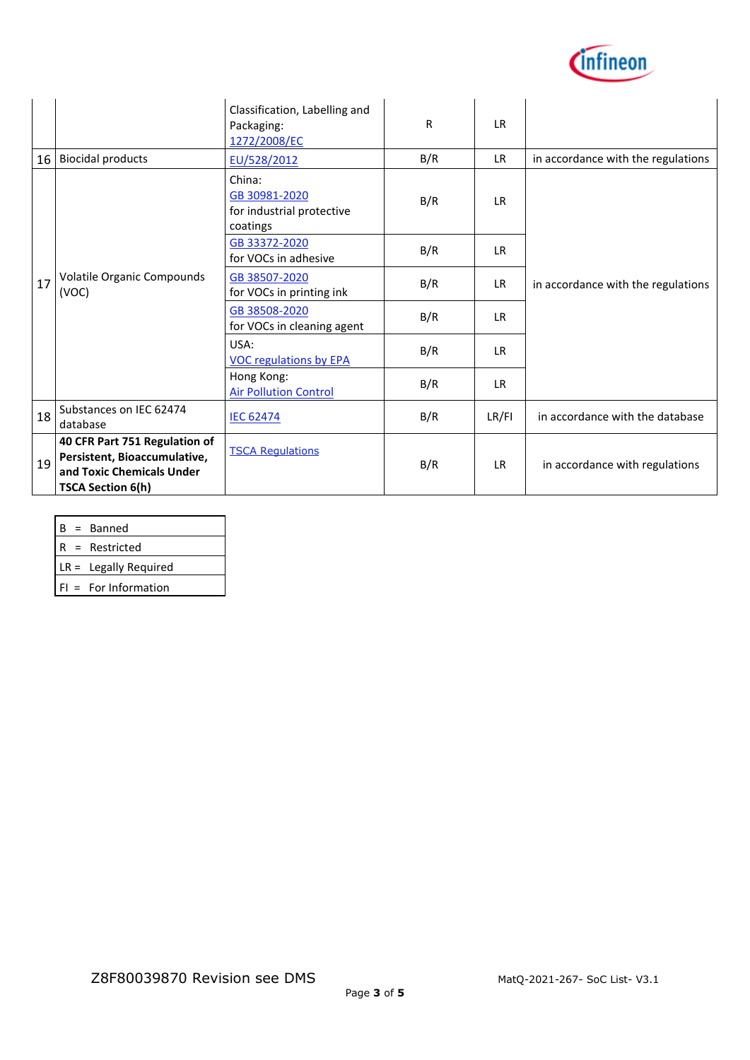| | | | | | |
|---|---|---|---|---|---|
| | | Classification, Labelling and Packaging: 1272/2008/EC | R | LR | |
| 16 | Biocidal products | EU/528/2012 | B/R | LR | in accordance with the regulations |
| 17 | Volatile Organic Compounds (VOC) | China: GB 30981-2020 for industrial protective coatings | B/R | LR | in accordance with the regulations |
| | | GB 33372-2020 for VOCs in adhesive | B/R | LR | |
| | | GB 38507-2020 for VOCs in printing ink | B/R | LR | |
| | | GB 38508-2020 for VOCs in cleaning agent | B/R | LR | |
| | | USA: VOC regulations by EPA | B/R | LR | |
| | | Hong Kong: Air Pollution Control | B/R | LR | |
| 18 | Substances on IEC 62474 database | IEC 62474 | B/R | LR/FI | in accordance with the database |
| 19 | **40 CFR Part 751 Regulation of Persistent, Bioaccumulative, and Toxic Chemicals Under TSCA Section 6(h)** | TSCA Regulations | B/R | LR | in accordance with regulations |

| |
|---|
| B = Banned |
| R = Restricted |
| LR = Legally Required |
| FI = For Information |

Z8F80039870 Revision see DMS

MatQ-2021-267- SoC List- V3.1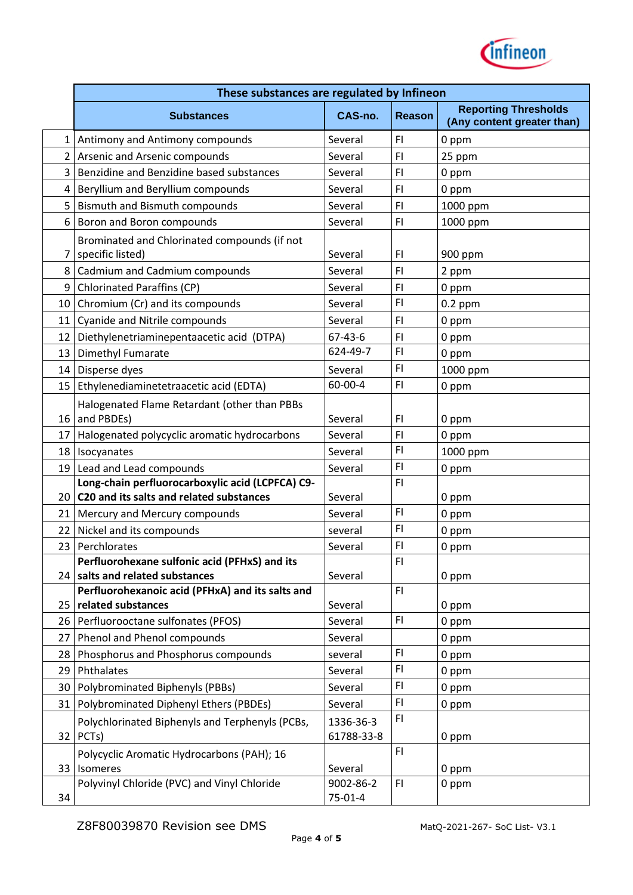| | These substances are regulated by Infineon | | | |
|---|---|---|---|---|
| | **Substances** | **CAS-no.** | **Reason** | **Reporting Thresholds (Any content greater than)** |
| 1 | Antimony and Antimony compounds | Several | FI | 0 ppm |
| 2 | Arsenic and Arsenic compounds | Several | FI | 25 ppm |
| 3 | Benzidine and Benzidine based substances | Several | FI | 0 ppm |
| 4 | Beryllium and Beryllium compounds | Several | FI | 0 ppm |
| 5 | Bismuth and Bismuth compounds | Several | FI | 1000 ppm |
| 6 | Boron and Boron compounds | Several | FI | 1000 ppm |
| 7 | Brominated and Chlorinated compounds (if not specific listed) | Several | FI | 900 ppm |
| 8 | Cadmium and Cadmium compounds | Several | FI | 2 ppm |
| 9 | Chlorinated Paraffins (CP) | Several | FI | 0 ppm |
| 10 | Chromium (Cr) and its compounds | Several | FI | 0.2 ppm |
| 11 | Cyanide and Nitrile compounds | Several | FI | 0 ppm |
| 12 | Diethylenetriaminepentaacetic acid (DTPA) | 67-43-6 | FI | 0 ppm |
| 13 | Dimethyl Fumarate | 624-49-7 | FI | 0 ppm |
| 14 | Disperse dyes | Several | FI | 1000 ppm |
| 15 | Ethylenediaminetetraacetic acid (EDTA) | 60-00-4 | FI | 0 ppm |
| 16 | Halogenated Flame Retardant (other than PBBs and PBDEs) | Several | FI | 0 ppm |
| 17 | Halogenated polycyclic aromatic hydrocarbons | Several | FI | 0 ppm |
| 18 | Isocyanates | Several | FI | 1000 ppm |
| 19 | Lead and Lead compounds | Several | FI | 0 ppm |
| 20 | **Long-chain perfluorocarboxylic acid (LCPFCA) C9-C20 and its salts and related substances** | Several | FI | 0 ppm |
| 21 | Mercury and Mercury compounds | Several | FI | 0 ppm |
| 22 | Nickel and its compounds | several | FI | 0 ppm |
| 23 | Perchlorates | Several | FI | 0 ppm |
| 24 | **Perfluorohexane sulfonic acid (PFHxS) and its salts and related substances** | Several | FI | 0 ppm |
| 25 | **Perfluorohexanoic acid (PFHxA) and its salts and related substances** | Several | FI | 0 ppm |
| 26 | Perfluorooctane sulfonates (PFOS) | Several | FI | 0 ppm |
| 27 | Phenol and Phenol compounds | Several | | 0 ppm |
| 28 | Phosphorus and Phosphorus compounds | several | FI | 0 ppm |
| 29 | Phthalates | Several | FI | 0 ppm |
| 30 | Polybrominated Biphenyls (PBBs) | Several | FI | 0 ppm |
| 31 | Polybrominated Diphenyl Ethers (PBDEs) | Several | FI | 0 ppm |
| 32 | Polychlorinated Biphenyls and Terphenyls (PCBs, PCTs) | 1336-36-3 61788-33-8 | FI | 0 ppm |
| 33 | Polycyclic Aromatic Hydrocarbons (PAH); 16 Isomeres | Several | FI | 0 ppm |
| 34 | Polyvinyl Chloride (PVC) and Vinyl Chloride | 9002-86-2 75-01-4 | FI | 0 ppm |

Z8F80039870 Revision see DMS　　MatQ-2021-267- SoC List- V3.1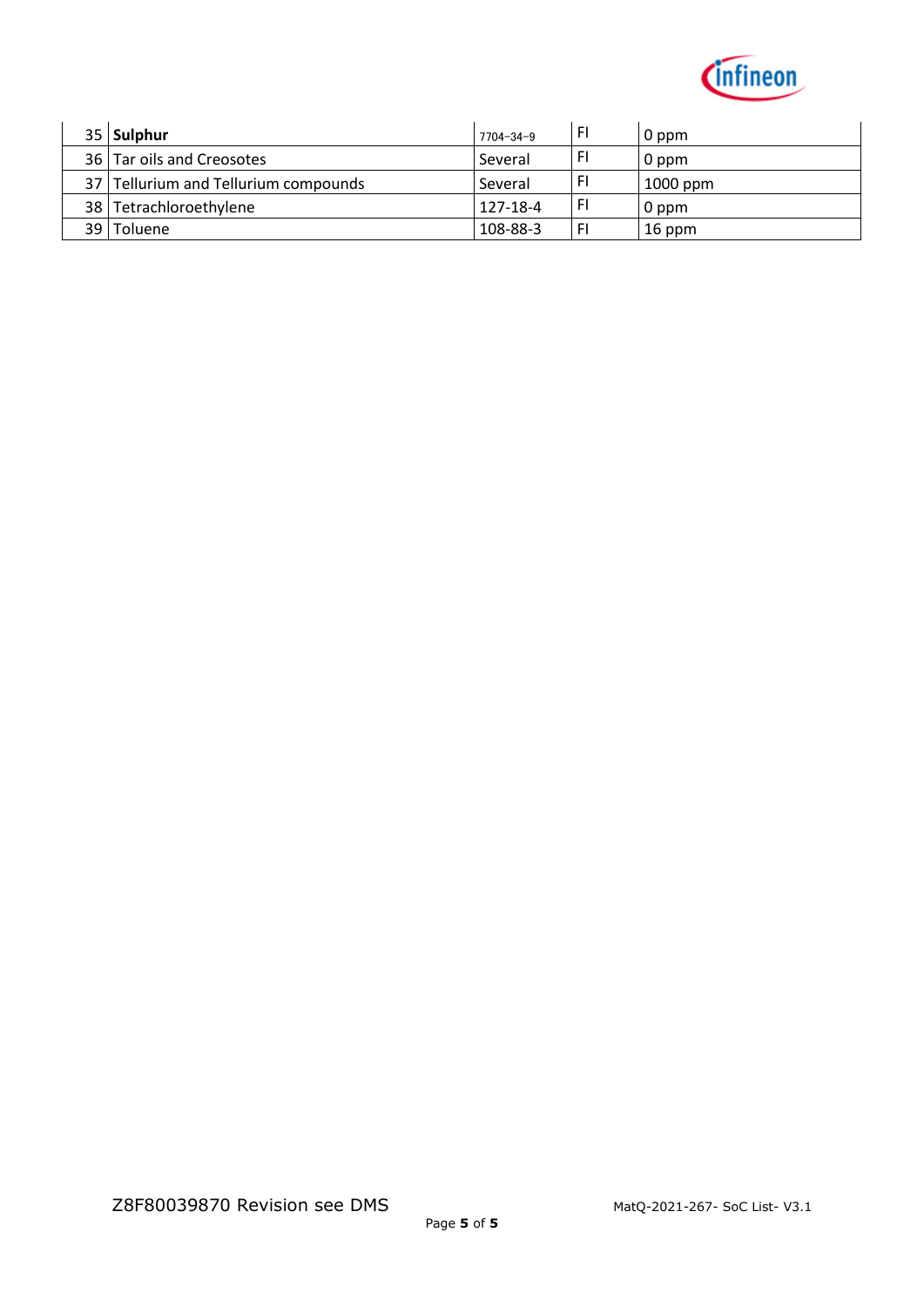| | | | | |
|---|---|---|---|---|
| 35 | **Sulphur** | 7704-34-9 | FI | 0 ppm |
| 36 | Tar oils and Creosotes | Several | FI | 0 ppm |
| 37 | Tellurium and Tellurium compounds | Several | FI | 1000 ppm |
| 38 | Tetrachloroethylene | 127-18-4 | FI | 0 ppm |
| 39 | Toluene | 108-88-3 | FI | 16 ppm |

Z8F80039870 Revision see DMS

MatQ-2021-267- SoC List- V3.1